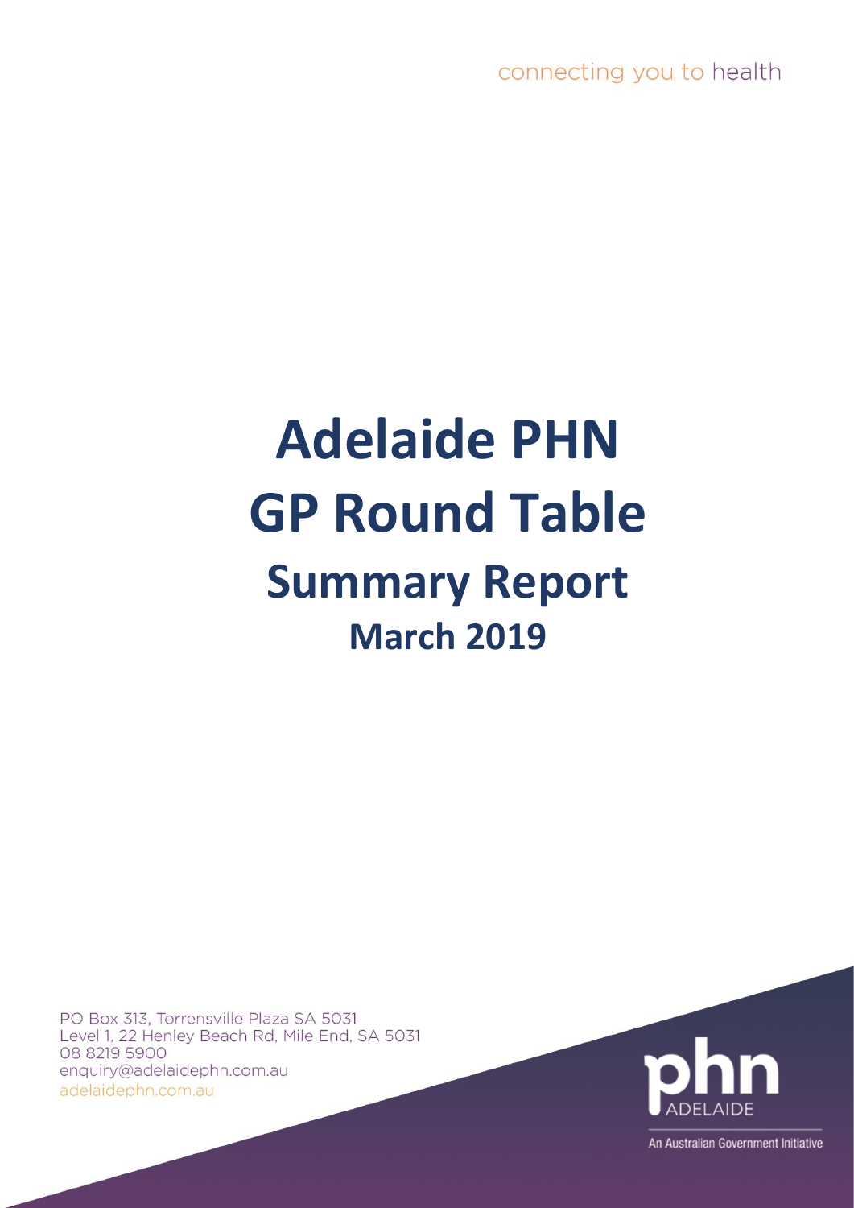connecting you to health

# Adelaide PHN
# GP Round Table
## Summary Report
### March 2019

PO Box 313, Torrensville Plaza SA 5031
Level 1, 22 Henley Beach Rd, Mile End, SA 5031
08 8219 5900
enquiry@adelaidephn.com.au
adelaidephn.com.au

phn ADELAIDE

An Australian Government Initiative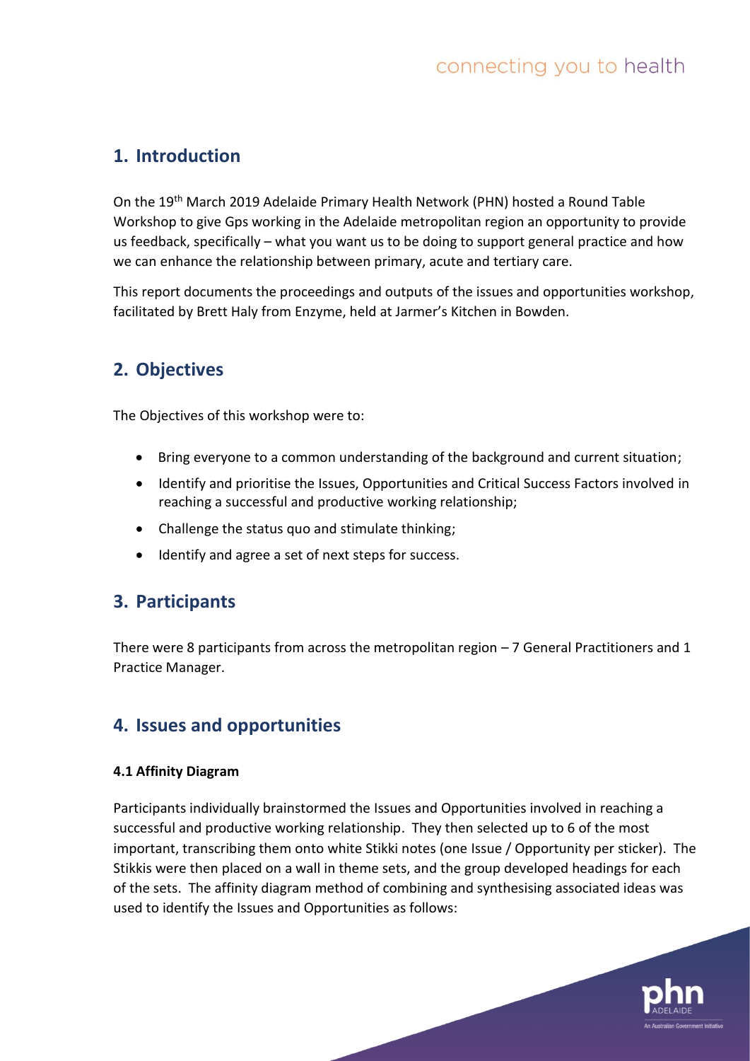## 1. Introduction

On the 19th March 2019 Adelaide Primary Health Network (PHN) hosted a Round Table Workshop to give Gps working in the Adelaide metropolitan region an opportunity to provide us feedback, specifically – what you want us to be doing to support general practice and how we can enhance the relationship between primary, acute and tertiary care.

This report documents the proceedings and outputs of the issues and opportunities workshop, facilitated by Brett Haly from Enzyme, held at Jarmer's Kitchen in Bowden.

## 2. Objectives

The Objectives of this workshop were to:

- Bring everyone to a common understanding of the background and current situation;
- Identify and prioritise the Issues, Opportunities and Critical Success Factors involved in reaching a successful and productive working relationship;
- Challenge the status quo and stimulate thinking;
- Identify and agree a set of next steps for success.

## 3. Participants

There were 8 participants from across the metropolitan region – 7 General Practitioners and 1 Practice Manager.

## 4. Issues and opportunities

### 4.1 Affinity Diagram

Participants individually brainstormed the Issues and Opportunities involved in reaching a successful and productive working relationship. They then selected up to 6 of the most important, transcribing them onto white Stikki notes (one Issue / Opportunity per sticker). The Stikkis were then placed on a wall in theme sets, and the group developed headings for each of the sets. The affinity diagram method of combining and synthesising associated ideas was used to identify the Issues and Opportunities as follows: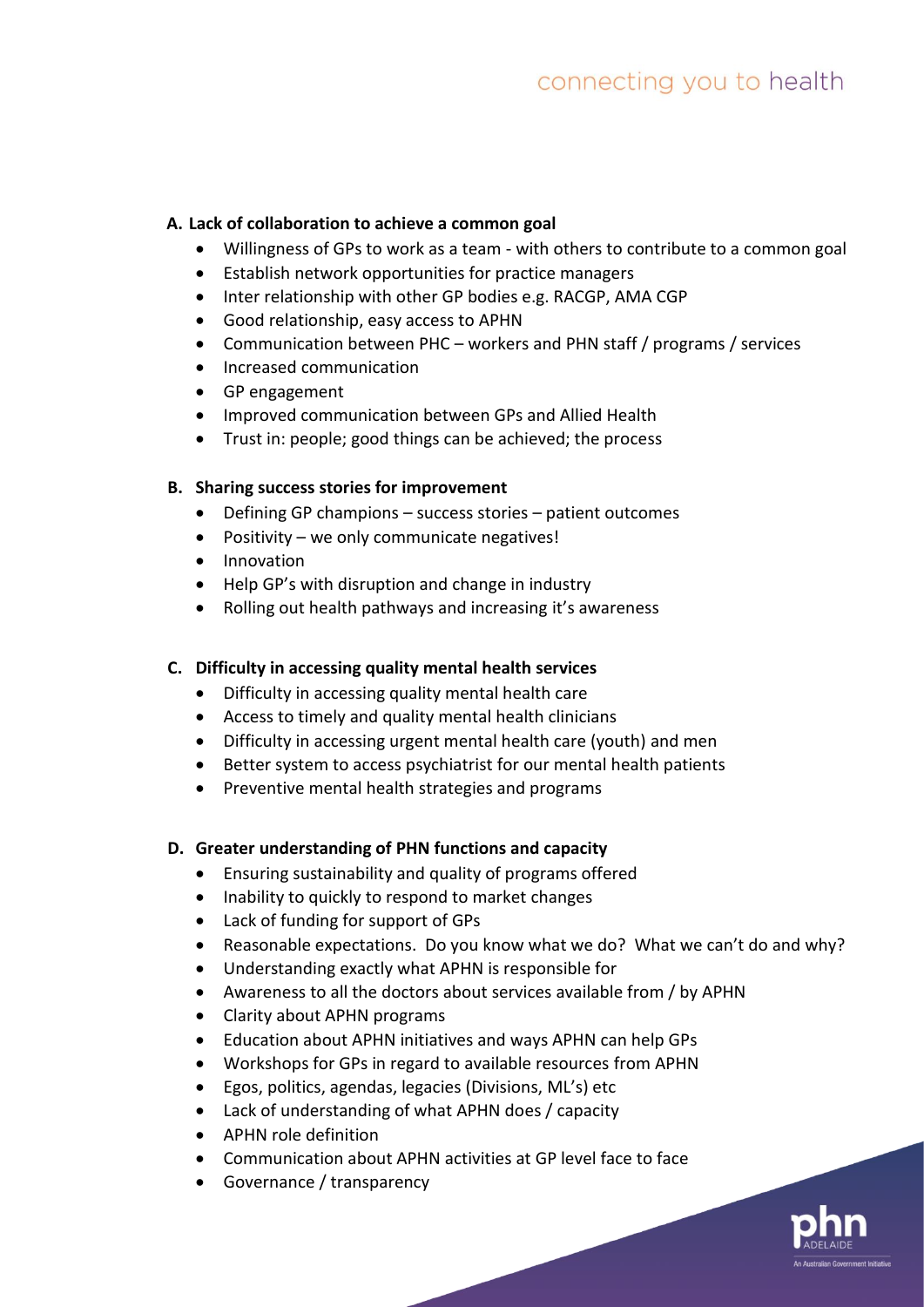**A. Lack of collaboration to achieve a common goal**

- Willingness of GPs to work as a team - with others to contribute to a common goal
- Establish network opportunities for practice managers
- Inter relationship with other GP bodies e.g. RACGP, AMA CGP
- Good relationship, easy access to APHN
- Communication between PHC – workers and PHN staff / programs / services
- Increased communication
- GP engagement
- Improved communication between GPs and Allied Health
- Trust in: people; good things can be achieved; the process

**B. Sharing success stories for improvement**

- Defining GP champions – success stories – patient outcomes
- Positivity – we only communicate negatives!
- Innovation
- Help GP's with disruption and change in industry
- Rolling out health pathways and increasing it's awareness

**C. Difficulty in accessing quality mental health services**

- Difficulty in accessing quality mental health care
- Access to timely and quality mental health clinicians
- Difficulty in accessing urgent mental health care (youth) and men
- Better system to access psychiatrist for our mental health patients
- Preventive mental health strategies and programs

**D. Greater understanding of PHN functions and capacity**

- Ensuring sustainability and quality of programs offered
- Inability to quickly to respond to market changes
- Lack of funding for support of GPs
- Reasonable expectations. Do you know what we do? What we can't do and why?
- Understanding exactly what APHN is responsible for
- Awareness to all the doctors about services available from / by APHN
- Clarity about APHN programs
- Education about APHN initiatives and ways APHN can help GPs
- Workshops for GPs in regard to available resources from APHN
- Egos, politics, agendas, legacies (Divisions, ML's) etc
- Lack of understanding of what APHN does / capacity
- APHN role definition
- Communication about APHN activities at GP level face to face
- Governance / transparency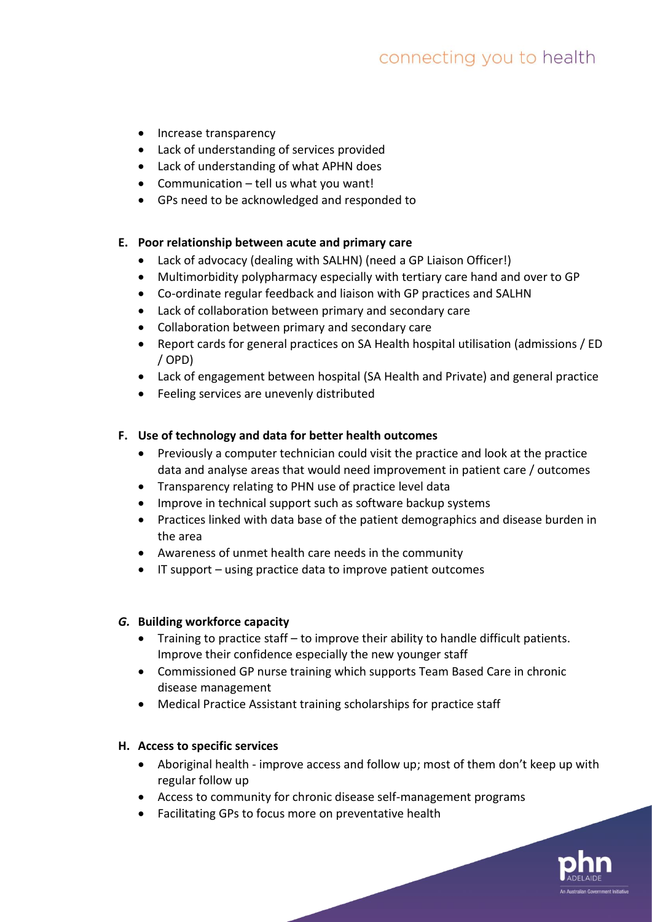- Increase transparency
- Lack of understanding of services provided
- Lack of understanding of what APHN does
- Communication – tell us what you want!
- GPs need to be acknowledged and responded to

**E. Poor relationship between acute and primary care**

- Lack of advocacy (dealing with SALHN) (need a GP Liaison Officer!)
- Multimorbidity polypharmacy especially with tertiary care hand and over to GP
- Co-ordinate regular feedback and liaison with GP practices and SALHN
- Lack of collaboration between primary and secondary care
- Collaboration between primary and secondary care
- Report cards for general practices on SA Health hospital utilisation (admissions / ED / OPD)
- Lack of engagement between hospital (SA Health and Private) and general practice
- Feeling services are unevenly distributed

**F. Use of technology and data for better health outcomes**

- Previously a computer technician could visit the practice and look at the practice data and analyse areas that would need improvement in patient care / outcomes
- Transparency relating to PHN use of practice level data
- Improve in technical support such as software backup systems
- Practices linked with data base of the patient demographics and disease burden in the area
- Awareness of unmet health care needs in the community
- IT support – using practice data to improve patient outcomes

***G.* Building workforce capacity**

- Training to practice staff – to improve their ability to handle difficult patients. Improve their confidence especially the new younger staff
- Commissioned GP nurse training which supports Team Based Care in chronic disease management
- Medical Practice Assistant training scholarships for practice staff

**H. Access to specific services**

- Aboriginal health - improve access and follow up; most of them don't keep up with regular follow up
- Access to community for chronic disease self-management programs
- Facilitating GPs to focus more on preventative health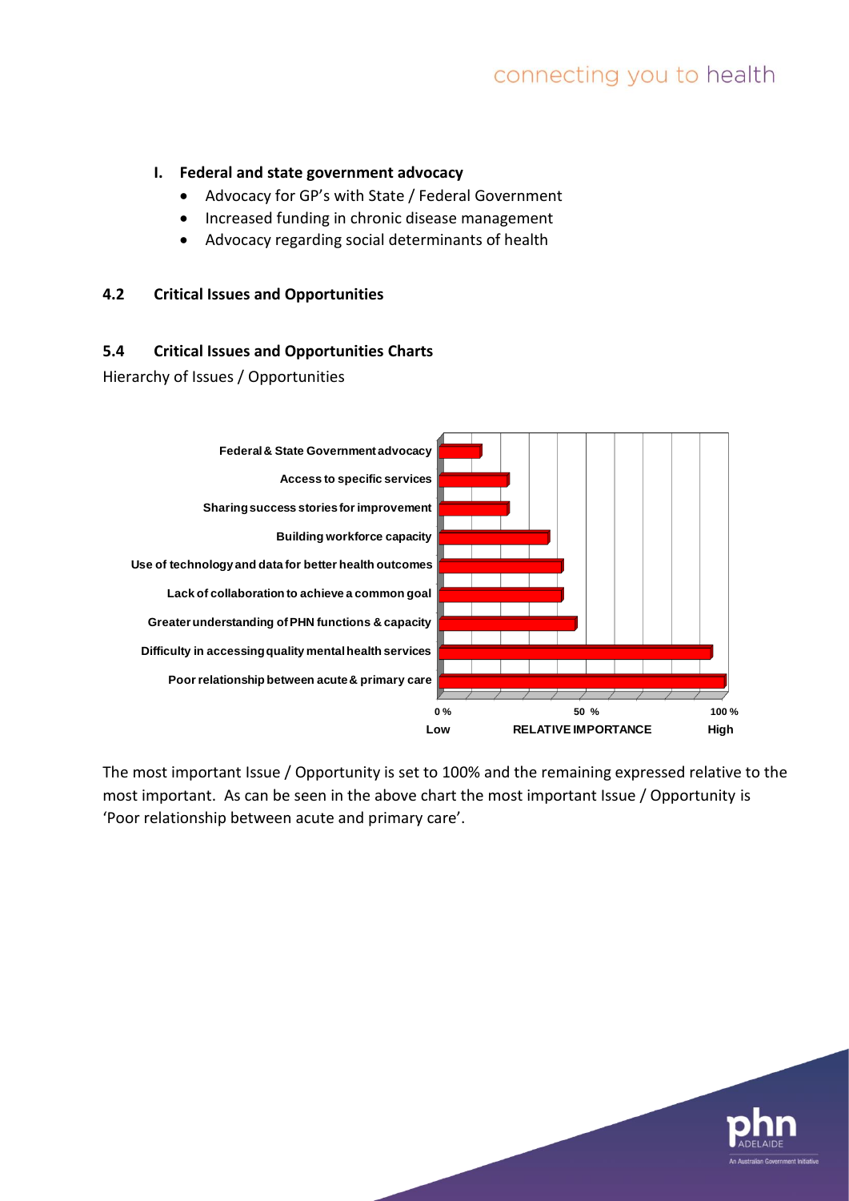### I. Federal and state government advocacy

- Advocacy for GP's with State / Federal Government
- Increased funding in chronic disease management
- Advocacy regarding social determinants of health

## 4.2 Critical Issues and Opportunities

## 5.4 Critical Issues and Opportunities Charts

Hierarchy of Issues / Opportunities

Federal & State Government advocacy
Access to specific services
Sharing success stories for improvement
Building workforce capacity
Use of technology and data for better health outcomes
Lack of collaboration to achieve a common goal
Greater understanding of PHN functions & capacity
Difficulty in accessing quality mental health services
Poor relationship between acute & primary care

0 % | 50 % | 100 %
Low | RELATIVE IMPORTANCE | High

The most important Issue / Opportunity is set to 100% and the remaining expressed relative to the most important. As can be seen in the above chart the most important Issue / Opportunity is 'Poor relationship between acute and primary care'.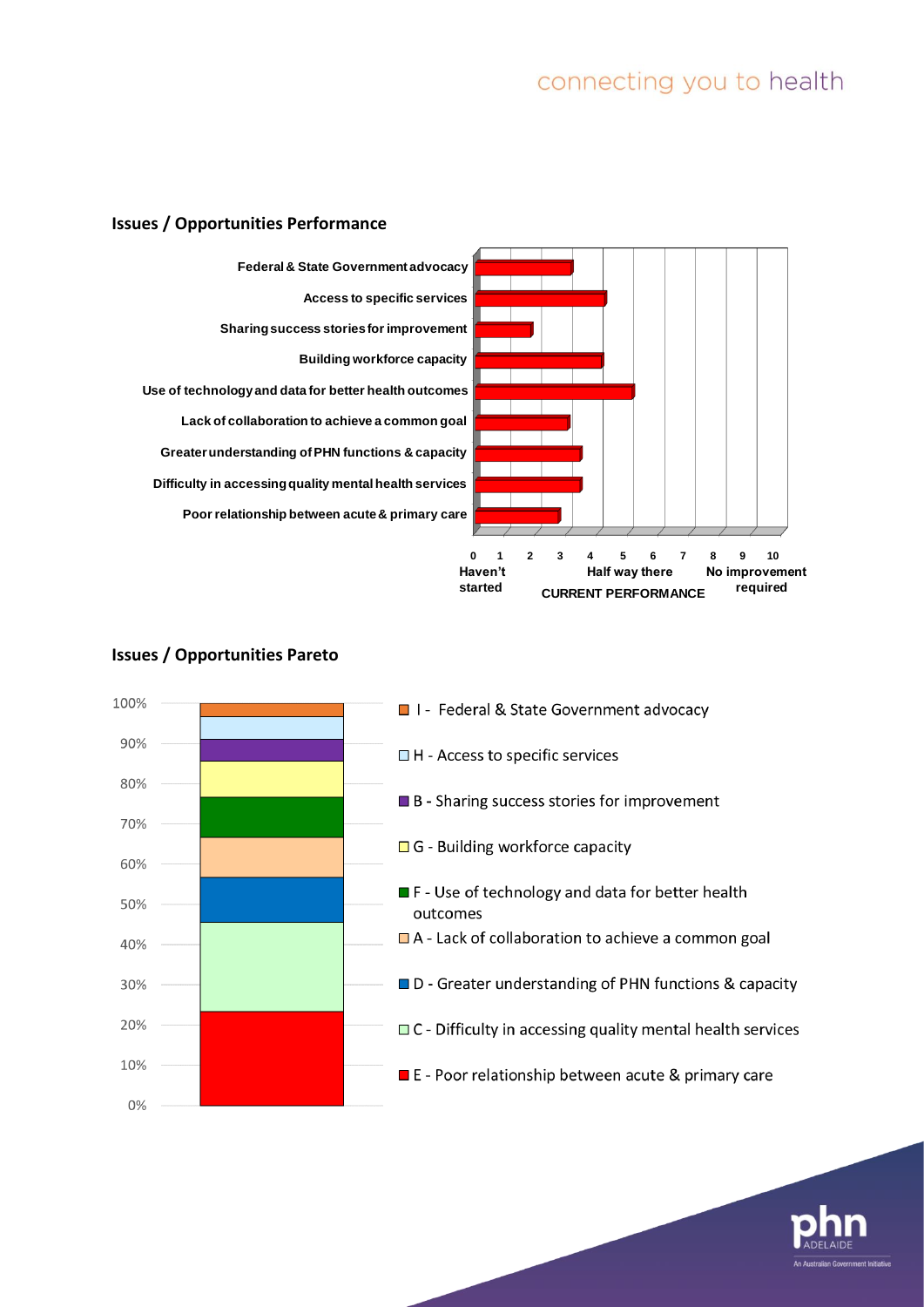## Issues / Opportunities Performance

Federal & State Government advocacy
Access to specific services
Sharing success stories for improvement
Building workforce capacity
Use of technology and data for better health outcomes
Lack of collaboration to achieve a common goal
Greater understanding of PHN functions & capacity
Difficulty in accessing quality mental health services
Poor relationship between acute & primary care

0 1 2 3 4 5 6 7 8 9 10

Haven't started — Half way there — No improvement required

CURRENT PERFORMANCE

## Issues / Opportunities Pareto

100% 90% 80% 70% 60% 50% 40% 30% 20% 10% 0%

- I - Federal & State Government advocacy
- H - Access to specific services
- B - Sharing success stories for improvement
- G - Building workforce capacity
- F - Use of technology and data for better health outcomes
- A - Lack of collaboration to achieve a common goal
- D - Greater understanding of PHN functions & capacity
- C - Difficulty in accessing quality mental health services
- E - Poor relationship between acute & primary care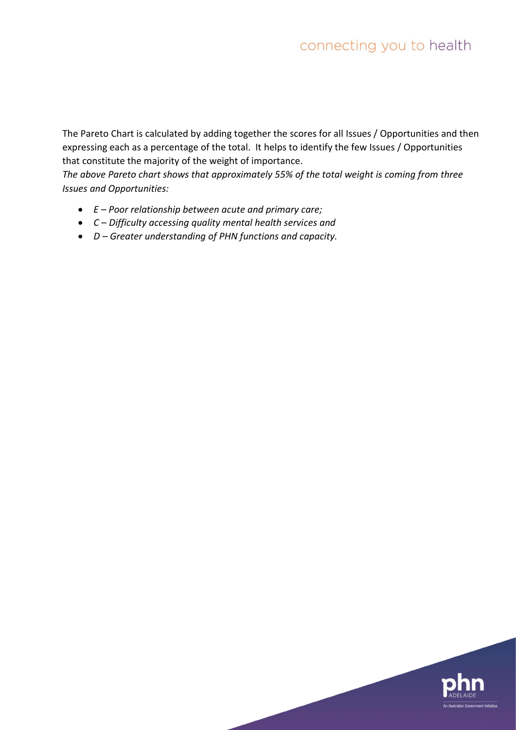The Pareto Chart is calculated by adding together the scores for all Issues / Opportunities and then expressing each as a percentage of the total. It helps to identify the few Issues / Opportunities that constitute the majority of the weight of importance.

*The above Pareto chart shows that approximately 55% of the total weight is coming from three Issues and Opportunities:*

- *E – Poor relationship between acute and primary care;*
- *C – Difficulty accessing quality mental health services and*
- *D – Greater understanding of PHN functions and capacity.*